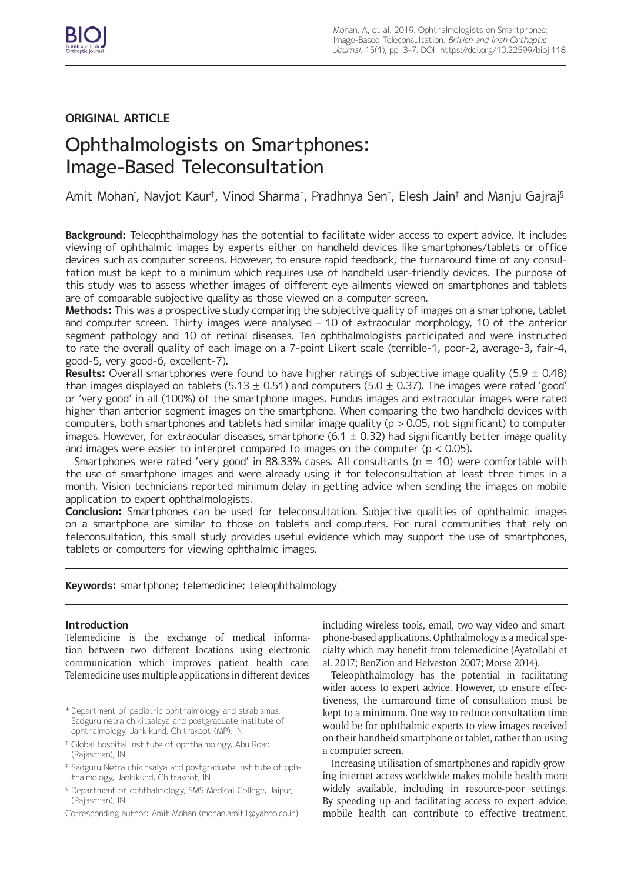**ORIGINAL ARTICLE**

# Ophthalmologists on Smartphones: Image-Based Teleconsultation

Amit Mohan[*], Navjot Kaur[†], Vinod Sharma[†], Pradhnya Sen[‡], Elesh Jain[‡] and Manju Gajraj[§]

**Background:** Teleophthalmology has the potential to facilitate wider access to expert advice. It includes viewing of ophthalmic images by experts either on handheld devices like smartphones/tablets or office devices such as computer screens. However, to ensure rapid feedback, the turnaround time of any consultation must be kept to a minimum which requires use of handheld user-friendly devices. The purpose of this study was to assess whether images of different eye ailments viewed on smartphones and tablets are of comparable subjective quality as those viewed on a computer screen.

**Methods:** This was a prospective study comparing the subjective quality of images on a smartphone, tablet and computer screen. Thirty images were analysed – 10 of extraocular morphology, 10 of the anterior segment pathology and 10 of retinal diseases. Ten ophthalmologists participated and were instructed to rate the overall quality of each image on a 7-point Likert scale (terrible-1, poor-2, average-3, fair-4, good-5, very good-6, excellent-7).

**Results:** Overall smartphones were found to have higher ratings of subjective image quality ($5.9 \pm 0.48$) than images displayed on tablets ($5.13 \pm 0.51$) and computers ($5.0 \pm 0.37$). The images were rated 'good' or 'very good' in all (100%) of the smartphone images. Fundus images and extraocular images were rated higher than anterior segment images on the smartphone. When comparing the two handheld devices with computers, both smartphones and tablets had similar image quality ($p > 0.05$, not significant) to computer images. However, for extraocular diseases, smartphone ($6.1 \pm 0.32$) had significantly better image quality and images were easier to interpret compared to images on the computer ($p < 0.05$).

Smartphones were rated 'very good' in 88.33% cases. All consultants ($n = 10$) were comfortable with the use of smartphone images and were already using it for teleconsultation at least three times in a month. Vision technicians reported minimum delay in getting advice when sending the images on mobile application to expert ophthalmologists.

**Conclusion:** Smartphones can be used for teleconsultation. Subjective qualities of ophthalmic images on a smartphone are similar to those on tablets and computers. For rural communities that rely on teleconsultation, this small study provides useful evidence which may support the use of smartphones, tablets or computers for viewing ophthalmic images.

**Keywords:** smartphone; telemedicine; teleophthalmology

## Introduction

Telemedicine is the exchange of medical information between two different locations using electronic communication which improves patient health care. Telemedicine uses multiple applications in different devices including wireless tools, email, two-way video and smartphone-based applications. Ophthalmology is a medical specialty which may benefit from telemedicine (Ayatollahi et al. 2017; BenZion and Helveston 2007; Morse 2014).

Teleophthalmology has the potential in facilitating wider access to expert advice. However, to ensure effectiveness, the turnaround time of consultation must be kept to a minimum. One way to reduce consultation time would be for ophthalmic experts to view images received on their handheld smartphone or tablet, rather than using a computer screen.

Increasing utilisation of smartphones and rapidly growing internet access worldwide makes mobile health more widely available, including in resource-poor settings. By speeding up and facilitating access to expert advice, mobile health can contribute to effective treatment,

[*] Department of pediatric ophthalmology and strabismus, Sadguru netra chikitsalaya and postgraduate institute of ophthalmology, Jankikund, Chitrakoot (MP), IN

[†] Global hospital institute of ophthalmology, Abu Road (Rajasthan), IN

[‡] Sadguru Netra chikitsalya and postgraduate institute of ophthalmology, Jankikund, Chitrakoot, IN

[§] Department of ophthalmology, SMS Medical College, Jaipur, (Rajasthan), IN

Corresponding author: Amit Mohan (mohan.amit1@yahoo.co.in)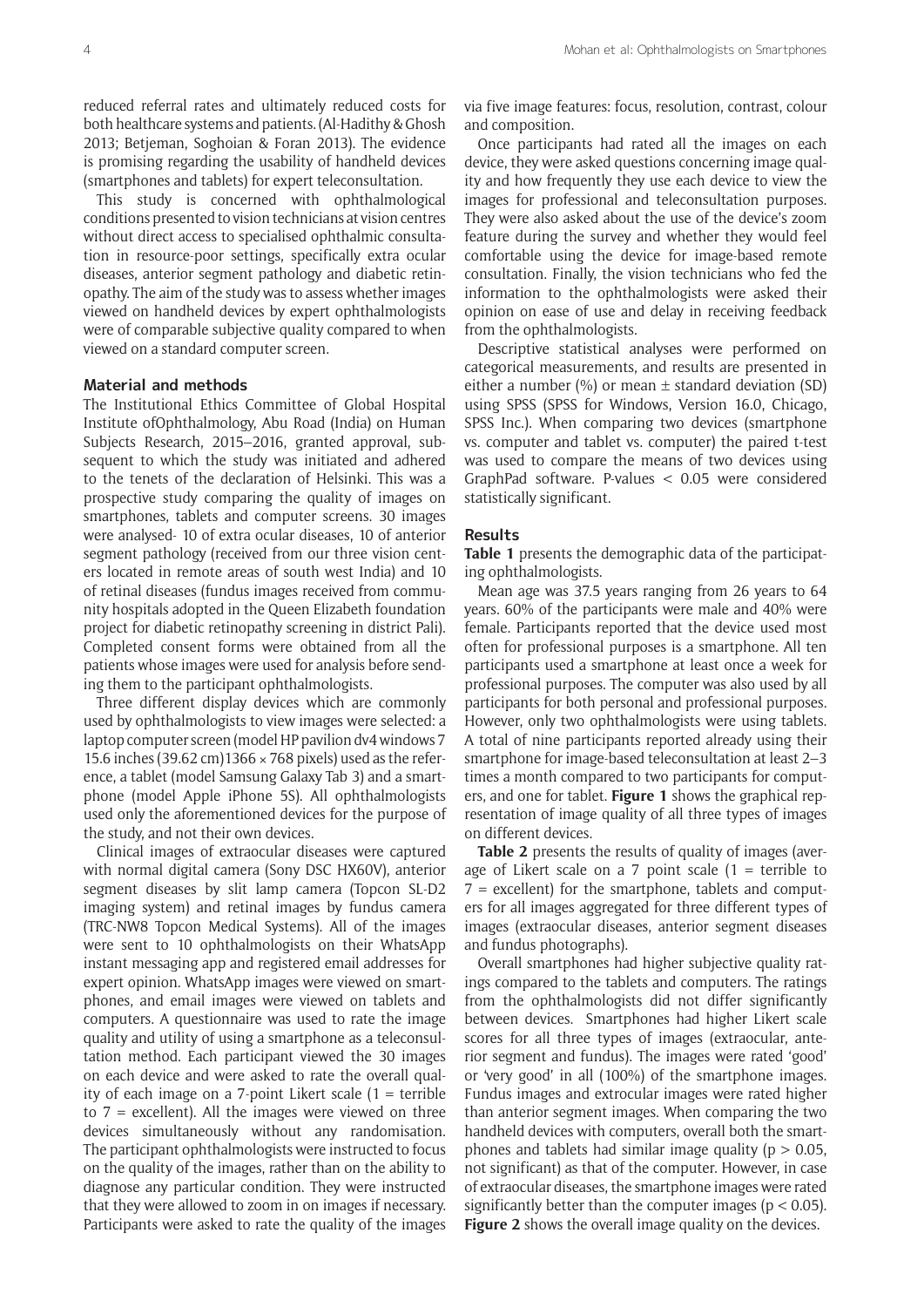reduced referral rates and ultimately reduced costs for both healthcare systems and patients. (Al-Hadithy & Ghosh 2013; Betjeman, Soghoian & Foran 2013). The evidence is promising regarding the usability of handheld devices (smartphones and tablets) for expert teleconsultation.

This study is concerned with ophthalmological conditions presented to vision technicians at vision centres without direct access to specialised ophthalmic consultation in resource-poor settings, specifically extra ocular diseases, anterior segment pathology and diabetic retinopathy. The aim of the study was to assess whether images viewed on handheld devices by expert ophthalmologists were of comparable subjective quality compared to when viewed on a standard computer screen.

## Material and methods

The Institutional Ethics Committee of Global Hospital Institute ofOphthalmology, Abu Road (India) on Human Subjects Research, 2015–2016, granted approval, subsequent to which the study was initiated and adhered to the tenets of the declaration of Helsinki. This was a prospective study comparing the quality of images on smartphones, tablets and computer screens. 30 images were analysed- 10 of extra ocular diseases, 10 of anterior segment pathology (received from our three vision centers located in remote areas of south west India) and 10 of retinal diseases (fundus images received from community hospitals adopted in the Queen Elizabeth foundation project for diabetic retinopathy screening in district Pali). Completed consent forms were obtained from all the patients whose images were used for analysis before sending them to the participant ophthalmologists.

Three different display devices which are commonly used by ophthalmologists to view images were selected: a laptop computer screen (model HP pavilion dv4 windows 7 15.6 inches (39.62 cm)1366 × 768 pixels) used as the reference, a tablet (model Samsung Galaxy Tab 3) and a smartphone (model Apple iPhone 5S). All ophthalmologists used only the aforementioned devices for the purpose of the study, and not their own devices.

Clinical images of extraocular diseases were captured with normal digital camera (Sony DSC HX60V), anterior segment diseases by slit lamp camera (Topcon SL-D2 imaging system) and retinal images by fundus camera (TRC-NW8 Topcon Medical Systems). All of the images were sent to 10 ophthalmologists on their WhatsApp instant messaging app and registered email addresses for expert opinion. WhatsApp images were viewed on smartphones, and email images were viewed on tablets and computers. A questionnaire was used to rate the image quality and utility of using a smartphone as a teleconsultation method. Each participant viewed the 30 images on each device and were asked to rate the overall quality of each image on a 7-point Likert scale (1 = terrible to 7 = excellent). All the images were viewed on three devices simultaneously without any randomisation. The participant ophthalmologists were instructed to focus on the quality of the images, rather than on the ability to diagnose any particular condition. They were instructed that they were allowed to zoom in on images if necessary. Participants were asked to rate the quality of the images via five image features: focus, resolution, contrast, colour and composition.

Once participants had rated all the images on each device, they were asked questions concerning image quality and how frequently they use each device to view the images for professional and teleconsultation purposes. They were also asked about the use of the device's zoom feature during the survey and whether they would feel comfortable using the device for image-based remote consultation. Finally, the vision technicians who fed the information to the ophthalmologists were asked their opinion on ease of use and delay in receiving feedback from the ophthalmologists.

Descriptive statistical analyses were performed on categorical measurements, and results are presented in either a number (%) or mean ± standard deviation (SD) using SPSS (SPSS for Windows, Version 16.0, Chicago, SPSS Inc.). When comparing two devices (smartphone vs. computer and tablet vs. computer) the paired t-test was used to compare the means of two devices using GraphPad software. P-values $< 0.05$ were considered statistically significant.

## Results

**Table 1** presents the demographic data of the participating ophthalmologists.

Mean age was 37.5 years ranging from 26 years to 64 years. 60% of the participants were male and 40% were female. Participants reported that the device used most often for professional purposes is a smartphone. All ten participants used a smartphone at least once a week for professional purposes. The computer was also used by all participants for both personal and professional purposes. However, only two ophthalmologists were using tablets. A total of nine participants reported already using their smartphone for image-based teleconsultation at least 2–3 times a month compared to two participants for computers, and one for tablet. **Figure 1** shows the graphical representation of image quality of all three types of images on different devices.

**Table 2** presents the results of quality of images (average of Likert scale on a 7 point scale (1 = terrible to 7 = excellent) for the smartphone, tablets and computers for all images aggregated for three different types of images (extraocular diseases, anterior segment diseases and fundus photographs).

Overall smartphones had higher subjective quality ratings compared to the tablets and computers. The ratings from the ophthalmologists did not differ significantly between devices. Smartphones had higher Likert scale scores for all three types of images (extraocular, anterior segment and fundus). The images were rated 'good' or 'very good' in all (100%) of the smartphone images. Fundus images and extrocular images were rated higher than anterior segment images. When comparing the two handheld devices with computers, overall both the smartphones and tablets had similar image quality ($p > 0.05$, not significant) as that of the computer. However, in case of extraocular diseases, the smartphone images were rated significantly better than the computer images ($p < 0.05$). **Figure 2** shows the overall image quality on the devices.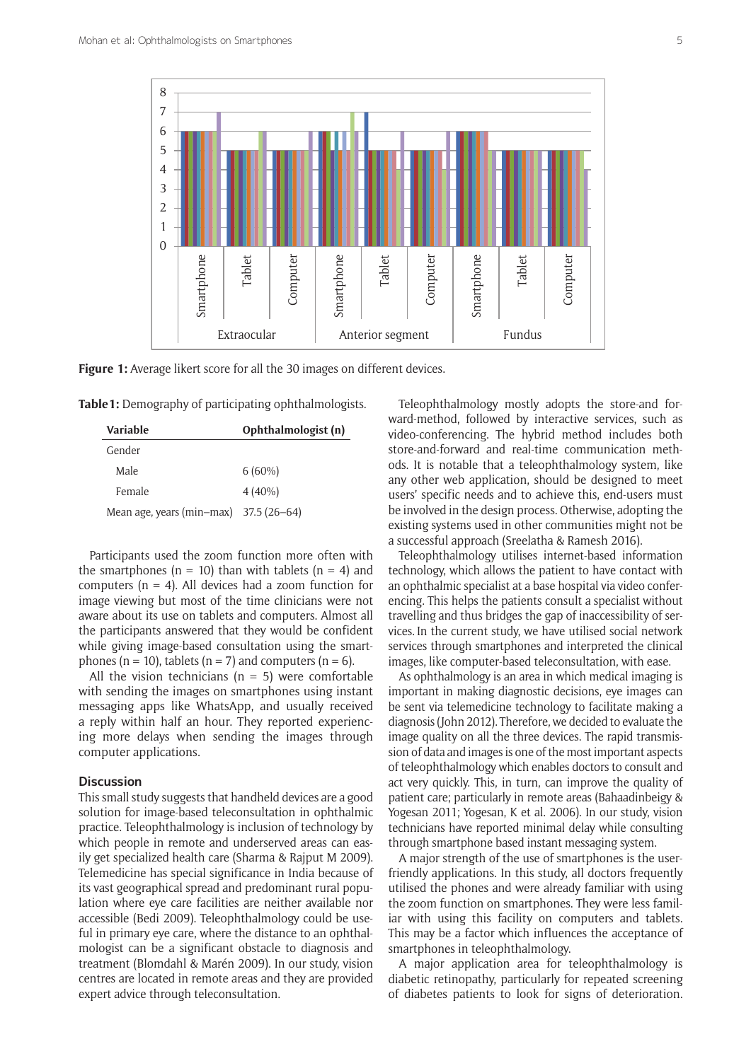Figure 1: Average likert score for all the 30 images on different devices.

**Table 1:** Demography of participating ophthalmologists.

| Variable | Ophthalmologist (n) |
|---|---|
| Gender | |
| Male | 6 (60%) |
| Female | 4 (40%) |
| Mean age, years (min–max) | 37.5 (26–64) |

Participants used the zoom function more often with the smartphones (n = 10) than with tablets (n = 4) and computers (n = 4). All devices had a zoom function for image viewing but most of the time clinicians were not aware about its use on tablets and computers. Almost all the participants answered that they would be confident while giving image-based consultation using the smartphones (n = 10), tablets (n = 7) and computers (n = 6).

All the vision technicians (n = 5) were comfortable with sending the images on smartphones using instant messaging apps like WhatsApp, and usually received a reply within half an hour. They reported experiencing more delays when sending the images through computer applications.

## Discussion

This small study suggests that handheld devices are a good solution for image-based teleconsultation in ophthalmic practice. Teleophthalmology is inclusion of technology by which people in remote and underserved areas can easily get specialized health care (Sharma & Rajput M 2009). Telemedicine has special significance in India because of its vast geographical spread and predominant rural population where eye care facilities are neither available nor accessible (Bedi 2009). Teleophthalmology could be useful in primary eye care, where the distance to an ophthalmologist can be a significant obstacle to diagnosis and treatment (Blomdahl & Marén 2009). In our study, vision centres are located in remote areas and they are provided expert advice through teleconsultation.

Teleophthalmology mostly adopts the store-and forward-method, followed by interactive services, such as video-conferencing. The hybrid method includes both store-and-forward and real-time communication methods. It is notable that a teleophthalmology system, like any other web application, should be designed to meet users' specific needs and to achieve this, end-users must be involved in the design process. Otherwise, adopting the existing systems used in other communities might not be a successful approach (Sreelatha & Ramesh 2016).

Teleophthalmology utilises internet-based information technology, which allows the patient to have contact with an ophthalmic specialist at a base hospital via video conferencing. This helps the patients consult a specialist without travelling and thus bridges the gap of inaccessibility of services. In the current study, we have utilised social network services through smartphones and interpreted the clinical images, like computer-based teleconsultation, with ease.

As ophthalmology is an area in which medical imaging is important in making diagnostic decisions, eye images can be sent via telemedicine technology to facilitate making a diagnosis (John 2012). Therefore, we decided to evaluate the image quality on all the three devices. The rapid transmission of data and images is one of the most important aspects of teleophthalmology which enables doctors to consult and act very quickly. This, in turn, can improve the quality of patient care; particularly in remote areas (Bahaadinbeigy & Yogesan 2011; Yogesan, K et al. 2006). In our study, vision technicians have reported minimal delay while consulting through smartphone based instant messaging system.

A major strength of the use of smartphones is the user-friendly applications. In this study, all doctors frequently utilised the phones and were already familiar with using the zoom function on smartphones. They were less familiar with using this facility on computers and tablets. This may be a factor which influences the acceptance of smartphones in teleophthalmology.

A major application area for teleophthalmology is diabetic retinopathy, particularly for repeated screening of diabetes patients to look for signs of deterioration.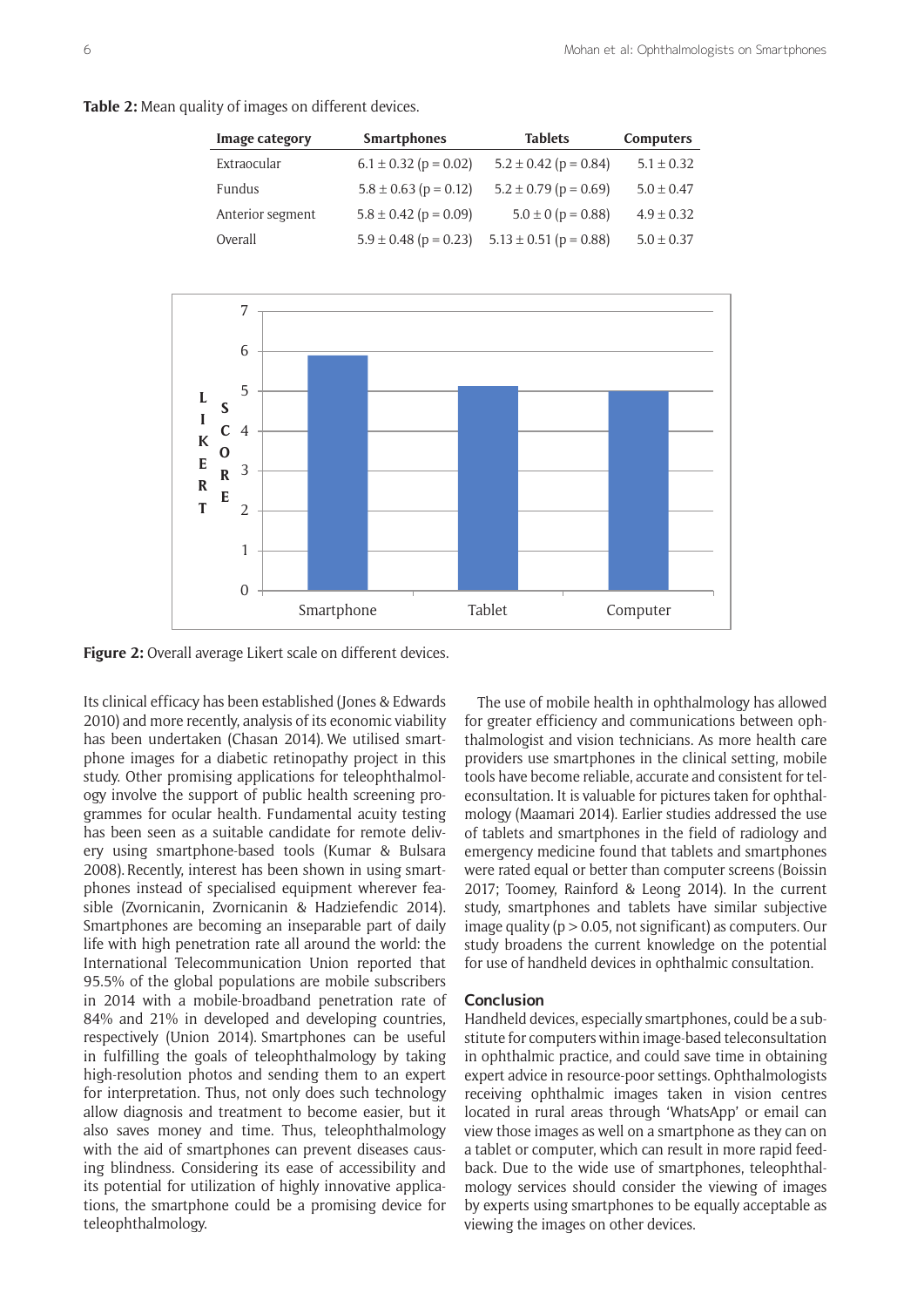**Table 2:** Mean quality of images on different devices.

| Image category | Smartphones | Tablets | Computers |
|---|---|---|---|
| Extraocular | 6.1 ± 0.32 (p = 0.02) | 5.2 ± 0.42 (p = 0.84) | 5.1 ± 0.32 |
| Fundus | 5.8 ± 0.63 (p = 0.12) | 5.2 ± 0.79 (p = 0.69) | 5.0 ± 0.47 |
| Anterior segment | 5.8 ± 0.42 (p = 0.09) | 5.0 ± 0 (p = 0.88) | 4.9 ± 0.32 |
| Overall | 5.9 ± 0.48 (p = 0.23) | 5.13 ± 0.51 (p = 0.88) | 5.0 ± 0.37 |

**Figure 2:** Overall average Likert scale on different devices.

Its clinical efficacy has been established (Jones & Edwards 2010) and more recently, analysis of its economic viability has been undertaken (Chasan 2014). We utilised smartphone images for a diabetic retinopathy project in this study. Other promising applications for teleophthalmology involve the support of public health screening programmes for ocular health. Fundamental acuity testing has been seen as a suitable candidate for remote delivery using smartphone-based tools (Kumar & Bulsara 2008). Recently, interest has been shown in using smartphones instead of specialised equipment wherever feasible (Zvornicanin, Zvornicanin & Hadziefendic 2014). Smartphones are becoming an inseparable part of daily life with high penetration rate all around the world: the International Telecommunication Union reported that 95.5% of the global populations are mobile subscribers in 2014 with a mobile-broadband penetration rate of 84% and 21% in developed and developing countries, respectively (Union 2014). Smartphones can be useful in fulfilling the goals of teleophthalmology by taking high-resolution photos and sending them to an expert for interpretation. Thus, not only does such technology allow diagnosis and treatment to become easier, but it also saves money and time. Thus, teleophthalmology with the aid of smartphones can prevent diseases causing blindness. Considering its ease of accessibility and its potential for utilization of highly innovative applications, the smartphone could be a promising device for teleophthalmology.

The use of mobile health in ophthalmology has allowed for greater efficiency and communications between ophthalmologist and vision technicians. As more health care providers use smartphones in the clinical setting, mobile tools have become reliable, accurate and consistent for teleconsultation. It is valuable for pictures taken for ophthalmology (Maamari 2014). Earlier studies addressed the use of tablets and smartphones in the field of radiology and emergency medicine found that tablets and smartphones were rated equal or better than computer screens (Boissin 2017; Toomey, Rainford & Leong 2014). In the current study, smartphones and tablets have similar subjective image quality ($p > 0.05$, not significant) as computers. Our study broadens the current knowledge on the potential for use of handheld devices in ophthalmic consultation.

## Conclusion

Handheld devices, especially smartphones, could be a substitute for computers within image-based teleconsultation in ophthalmic practice, and could save time in obtaining expert advice in resource-poor settings. Ophthalmologists receiving ophthalmic images taken in vision centres located in rural areas through 'WhatsApp' or email can view those images as well on a smartphone as they can on a tablet or computer, which can result in more rapid feedback. Due to the wide use of smartphones, teleophthalmology services should consider the viewing of images by experts using smartphones to be equally acceptable as viewing the images on other devices.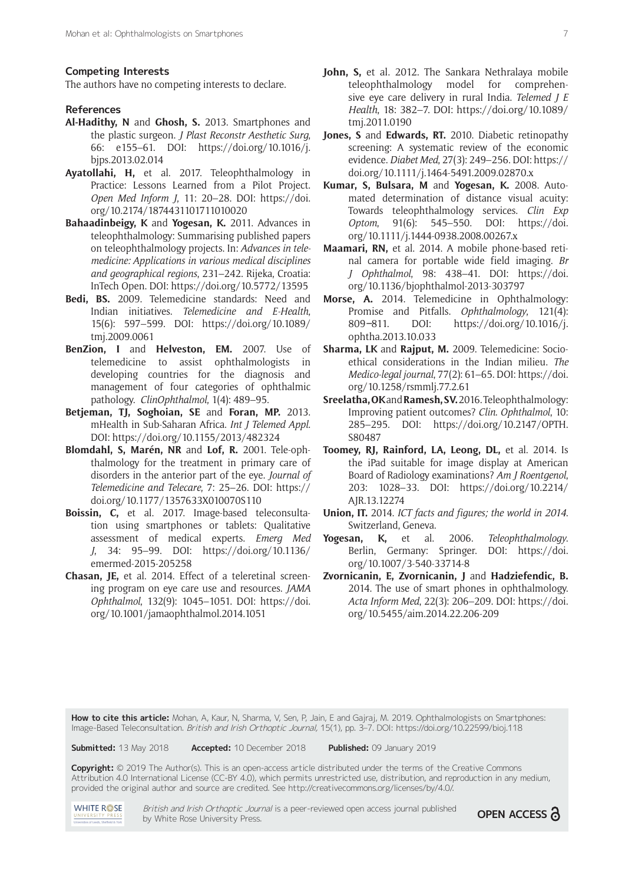## Competing Interests

The authors have no competing interests to declare.

## References

**Al-Hadithy, N** and **Ghosh, S.** 2013. Smartphones and the plastic surgeon. *J Plast Reconstr Aesthetic Surg*, 66: e155–61. DOI: https://doi.org/10.1016/j.bjps.2013.02.014

**Ayatollahi, H,** et al. 2017. Teleophthalmology in Practice: Lessons Learned from a Pilot Project. *Open Med Inform J*, 11: 20–28. DOI: https://doi.org/10.2174/1874431101711010020

**Bahaadinbeigy, K** and **Yogesan, K.** 2011. Advances in teleophthalmology: Summarising published papers on teleophthalmology projects. In: *Advances in telemedicine: Applications in various medical disciplines and geographical regions*, 231–242. Rijeka, Croatia: InTech Open. DOI: https://doi.org/10.5772/13595

**Bedi, BS.** 2009. Telemedicine standards: Need and Indian initiatives. *Telemedicine and E-Health*, 15(6): 597–599. DOI: https://doi.org/10.1089/tmj.2009.0061

**BenZion, I** and **Helveston, EM.** 2007. Use of telemedicine to assist ophthalmologists in developing countries for the diagnosis and management of four categories of ophthalmic pathology. *ClinOphthalmol*, 1(4): 489–95.

**Betjeman, TJ, Soghoian, SE** and **Foran, MP.** 2013. mHealth in Sub-Saharan Africa. *Int J Telemed Appl*. DOI: https://doi.org/10.1155/2013/482324

**Blomdahl, S, Marén, NR** and **Lof, R.** 2001. Tele-ophthalmology for the treatment in primary care of disorders in the anterior part of the eye. *Journal of Telemedicine and Telecare*, 7: 25–26. DOI: https://doi.org/10.1177/1357633X010070S110

**Boissin, C,** et al. 2017. Image-based teleconsultation using smartphones or tablets: Qualitative assessment of medical experts. *Emerg Med J*, 34: 95–99. DOI: https://doi.org/10.1136/emermed-2015-205258

**Chasan, JE,** et al. 2014. Effect of a teleretinal screening program on eye care use and resources. *JAMA Ophthalmol*, 132(9): 1045–1051. DOI: https://doi.org/10.1001/jamaophthalmol.2014.1051

**John, S,** et al. 2012. The Sankara Nethralaya mobile teleophthalmology model for comprehensive eye care delivery in rural India. *Telemed J E Health*, 18: 382–7. DOI: https://doi.org/10.1089/tmj.2011.0190

**Jones, S** and **Edwards, RT.** 2010. Diabetic retinopathy screening: A systematic review of the economic evidence. *Diabet Med*, 27(3): 249–256. DOI: https://doi.org/10.1111/j.1464-5491.2009.02870.x

**Kumar, S, Bulsara, M** and **Yogesan, K.** 2008. Automated determination of distance visual acuity: Towards teleophthalmology services. *Clin Exp Optom*, 91(6): 545–550. DOI: https://doi.org/10.1111/j.1444-0938.2008.00267.x

**Maamari, RN,** et al. 2014. A mobile phone-based retinal camera for portable wide field imaging. *Br J Ophthalmol*, 98: 438–41. DOI: https://doi.org/10.1136/bjophthalmol-2013-303797

**Morse, A.** 2014. Telemedicine in Ophthalmology: Promise and Pitfalls. *Ophthalmology*, 121(4): 809–811. DOI: https://doi.org/10.1016/j.ophtha.2013.10.033

**Sharma, LK** and **Rajput, M.** 2009. Telemedicine: Socio-ethical considerations in the Indian milieu. *The Medico-legal journal*, 77(2): 61–65. DOI: https://doi.org/10.1258/rsmmlj.77.2.61

**Sreelatha, OK** and **Ramesh, SV.** 2016. Teleophthalmology: Improving patient outcomes? *Clin. Ophthalmol*, 10: 285–295. DOI: https://doi.org/10.2147/OPTH.S80487

**Toomey, RJ, Rainford, LA, Leong, DL,** et al. 2014. Is the iPad suitable for image display at American Board of Radiology examinations? *Am J Roentgenol*, 203: 1028–33. DOI: https://doi.org/10.2214/AJR.13.12274

**Union, IT.** 2014. *ICT facts and figures; the world in 2014*. Switzerland, Geneva.

**Yogesan, K,** et al. 2006. *Teleophthalmology*. Berlin, Germany: Springer. DOI: https://doi.org/10.1007/3-540-33714-8

**Zvornicanin, E, Zvornicanin, J** and **Hadziefendic, B.** 2014. The use of smart phones in ophthalmology. *Acta Inform Med*, 22(3): 206–209. DOI: https://doi.org/10.5455/aim.2014.22.206-209

**How to cite this article:** Mohan, A, Kaur, N, Sharma, V, Sen, P, Jain, E and Gajraj, M. 2019. Ophthalmologists on Smartphones: Image-Based Teleconsultation. *British and Irish Orthoptic Journal*, 15(1), pp. 3–7. DOI: https://doi.org/10.22599/bioj.118

**Submitted:** 13 May 2018 **Accepted:** 10 December 2018 **Published:** 09 January 2019

**Copyright:** © 2019 The Author(s). This is an open-access article distributed under the terms of the Creative Commons Attribution 4.0 International License (CC-BY 4.0), which permits unrestricted use, distribution, and reproduction in any medium, provided the original author and source are credited. See http://creativecommons.org/licenses/by/4.0/.

*British and Irish Orthoptic Journal* is a peer-reviewed open access journal published by White Rose University Press.

OPEN ACCESS